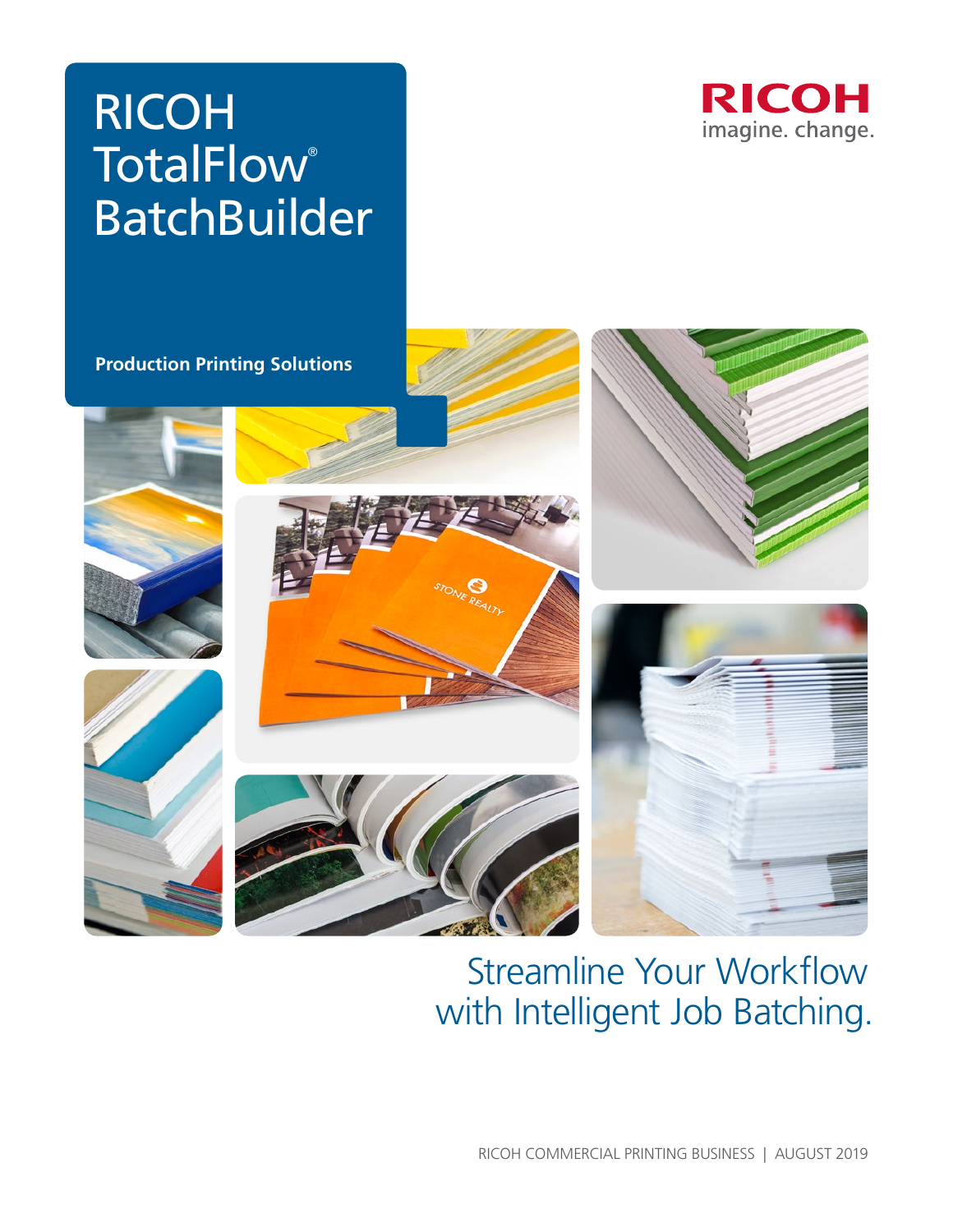# RICOH TotalFlow® BatchBuilder

RICOH
imagine. change.

**Production Printing Solutions**

## Streamline Your Workflow with Intelligent Job Batching.

RICOH COMMERCIAL PRINTING BUSINESS | AUGUST 2019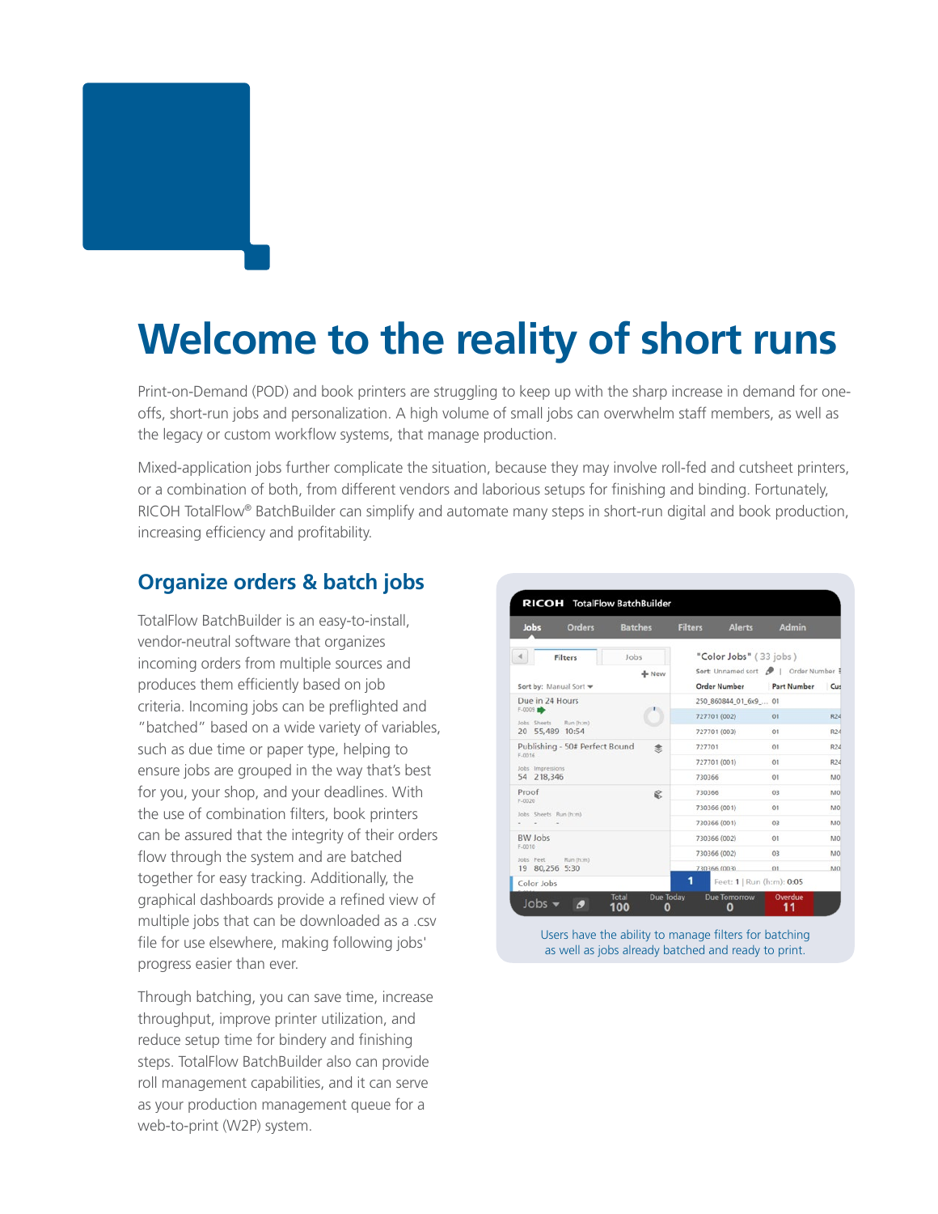# Welcome to the reality of short runs

Print-on-Demand (POD) and book printers are struggling to keep up with the sharp increase in demand for one-offs, short-run jobs and personalization. A high volume of small jobs can overwhelm staff members, as well as the legacy or custom workflow systems, that manage production.

Mixed-application jobs further complicate the situation, because they may involve roll-fed and cutsheet printers, or a combination of both, from different vendors and laborious setups for finishing and binding. Fortunately, RICOH TotalFlow® BatchBuilder can simplify and automate many steps in short-run digital and book production, increasing efficiency and profitability.

## Organize orders & batch jobs

TotalFlow BatchBuilder is an easy-to-install, vendor-neutral software that organizes incoming orders from multiple sources and produces them efficiently based on job criteria. Incoming jobs can be preflighted and "batched" based on a wide variety of variables, such as due time or paper type, helping to ensure jobs are grouped in the way that's best for you, your shop, and your deadlines. With the use of combination filters, book printers can be assured that the integrity of their orders flow through the system and are batched together for easy tracking. Additionally, the graphical dashboards provide a refined view of multiple jobs that can be downloaded as a .csv file for use elsewhere, making following jobs' progress easier than ever.

Through batching, you can save time, increase throughput, improve printer utilization, and reduce setup time for bindery and finishing steps. TotalFlow BatchBuilder also can provide roll management capabilities, and it can serve as your production management queue for a web-to-print (W2P) system.

Users have the ability to manage filters for batching as well as jobs already batched and ready to print.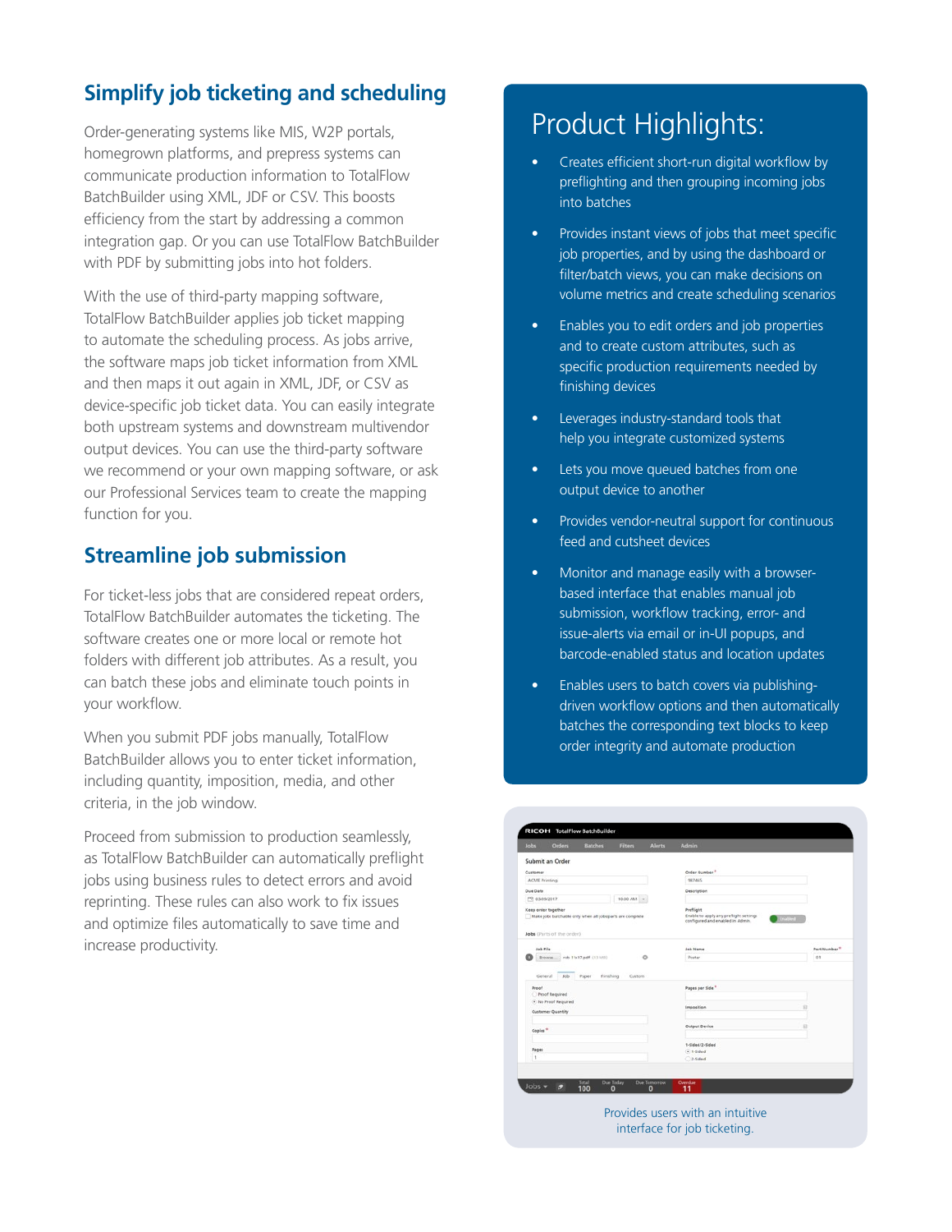## Simplify job ticketing and scheduling

Order-generating systems like MIS, W2P portals, homegrown platforms, and prepress systems can communicate production information to TotalFlow BatchBuilder using XML, JDF or CSV. This boosts efficiency from the start by addressing a common integration gap. Or you can use TotalFlow BatchBuilder with PDF by submitting jobs into hot folders.

With the use of third-party mapping software, TotalFlow BatchBuilder applies job ticket mapping to automate the scheduling process. As jobs arrive, the software maps job ticket information from XML and then maps it out again in XML, JDF, or CSV as device-specific job ticket data. You can easily integrate both upstream systems and downstream multivendor output devices. You can use the third-party software we recommend or your own mapping software, or ask our Professional Services team to create the mapping function for you.

## Streamline job submission

For ticket-less jobs that are considered repeat orders, TotalFlow BatchBuilder automates the ticketing. The software creates one or more local or remote hot folders with different job attributes. As a result, you can batch these jobs and eliminate touch points in your workflow.

When you submit PDF jobs manually, TotalFlow BatchBuilder allows you to enter ticket information, including quantity, imposition, media, and other criteria, in the job window.

Proceed from submission to production seamlessly, as TotalFlow BatchBuilder can automatically preflight jobs using business rules to detect errors and avoid reprinting. These rules can also work to fix issues and optimize files automatically to save time and increase productivity.

## Product Highlights:

- Creates efficient short-run digital workflow by preflighting and then grouping incoming jobs into batches
- Provides instant views of jobs that meet specific job properties, and by using the dashboard or filter/batch views, you can make decisions on volume metrics and create scheduling scenarios
- Enables you to edit orders and job properties and to create custom attributes, such as specific production requirements needed by finishing devices
- Leverages industry-standard tools that help you integrate customized systems
- Lets you move queued batches from one output device to another
- Provides vendor-neutral support for continuous feed and cutsheet devices
- Monitor and manage easily with a browser-based interface that enables manual job submission, workflow tracking, error- and issue-alerts via email or in-UI popups, and barcode-enabled status and location updates
- Enables users to batch covers via publishing-driven workflow options and then automatically batches the corresponding text blocks to keep order integrity and automate production

Provides users with an intuitive interface for job ticketing.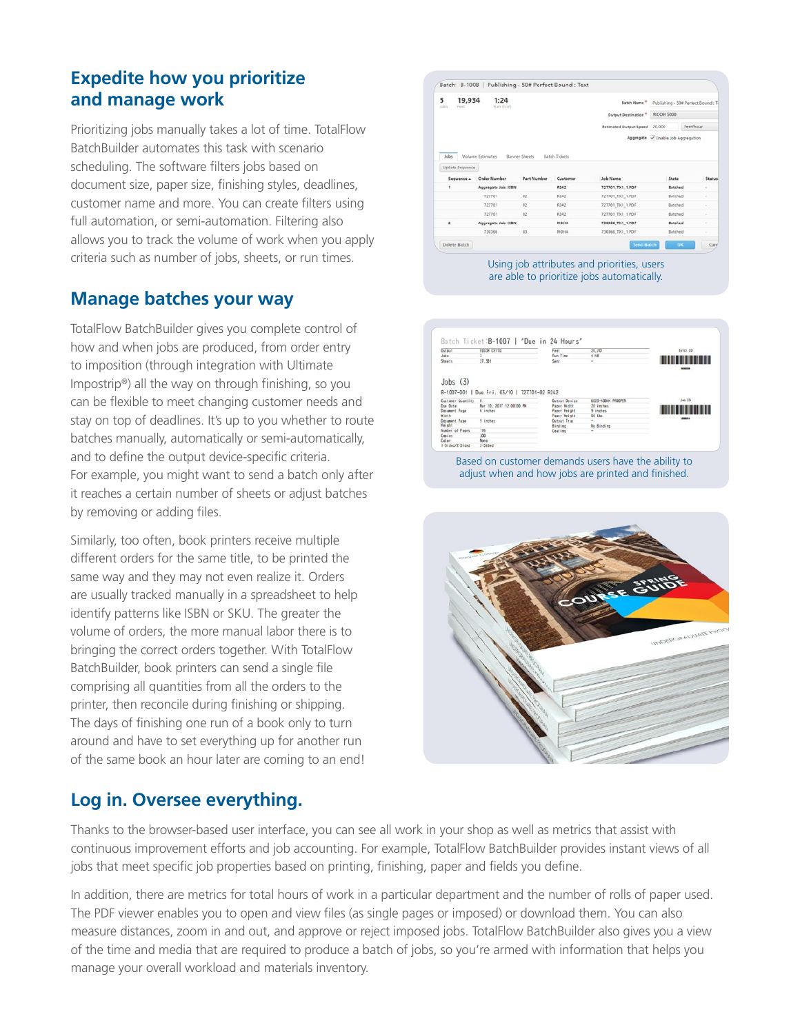## Expedite how you prioritize and manage work

Prioritizing jobs manually takes a lot of time. TotalFlow BatchBuilder automates this task with scenario scheduling. The software filters jobs based on document size, paper size, finishing styles, deadlines, customer name and more. You can create filters using full automation, or semi-automation. Filtering also allows you to track the volume of work when you apply criteria such as number of jobs, sheets, or run times.

Using job attributes and priorities, users are able to prioritize jobs automatically.

## Manage batches your way

TotalFlow BatchBuilder gives you complete control of how and when jobs are produced, from order entry to imposition (through integration with Ultimate Impostrip®) all the way on through finishing, so you can be flexible to meet changing customer needs and stay on top of deadlines. It's up to you whether to route batches manually, automatically or semi-automatically, and to define the output device-specific criteria. For example, you might want to send a batch only after it reaches a certain number of sheets or adjust batches by removing or adding files.

Similarly, too often, book printers receive multiple different orders for the same title, to be printed the same way and they may not even realize it. Orders are usually tracked manually in a spreadsheet to help identify patterns like ISBN or SKU. The greater the volume of orders, the more manual labor there is to bringing the correct orders together. With TotalFlow BatchBuilder, book printers can send a single file comprising all quantities from all the orders to the printer, then reconcile during finishing or shipping. The days of finishing one run of a book only to turn around and have to set everything up for another run of the same book an hour later are coming to an end!

Based on customer demands users have the ability to adjust when and how jobs are printed and finished.

## Log in. Oversee everything.

Thanks to the browser-based user interface, you can see all work in your shop as well as metrics that assist with continuous improvement efforts and job accounting. For example, TotalFlow BatchBuilder provides instant views of all jobs that meet specific job properties based on printing, finishing, paper and fields you define.

In addition, there are metrics for total hours of work in a particular department and the number of rolls of paper used. The PDF viewer enables you to open and view files (as single pages or imposed) or download them. You can also measure distances, zoom in and out, and approve or reject imposed jobs. TotalFlow BatchBuilder also gives you a view of the time and media that are required to produce a batch of jobs, so you're armed with information that helps you manage your overall workload and materials inventory.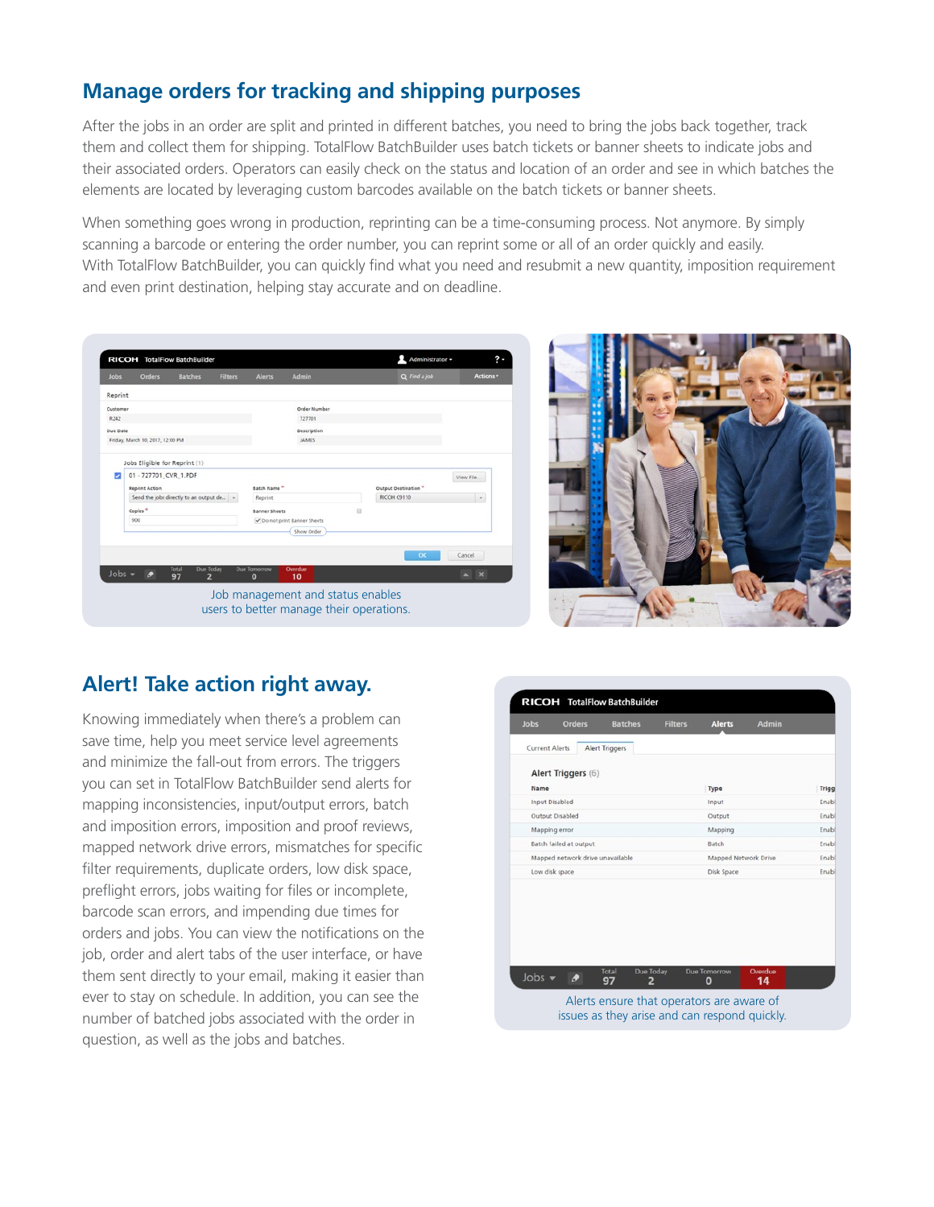## Manage orders for tracking and shipping purposes

After the jobs in an order are split and printed in different batches, you need to bring the jobs back together, track them and collect them for shipping. TotalFlow BatchBuilder uses batch tickets or banner sheets to indicate jobs and their associated orders. Operators can easily check on the status and location of an order and see in which batches the elements are located by leveraging custom barcodes available on the batch tickets or banner sheets.

When something goes wrong in production, reprinting can be a time-consuming process. Not anymore. By simply scanning a barcode or entering the order number, you can reprint some or all of an order quickly and easily. With TotalFlow BatchBuilder, you can quickly find what you need and resubmit a new quantity, imposition requirement and even print destination, helping stay accurate and on deadline.

Job management and status enables users to better manage their operations.

## Alert! Take action right away.

Knowing immediately when there's a problem can save time, help you meet service level agreements and minimize the fall-out from errors. The triggers you can set in TotalFlow BatchBuilder send alerts for mapping inconsistencies, input/output errors, batch and imposition errors, imposition and proof reviews, mapped network drive errors, mismatches for specific filter requirements, duplicate orders, low disk space, preflight errors, jobs waiting for files or incomplete, barcode scan errors, and impending due times for orders and jobs. You can view the notifications on the job, order and alert tabs of the user interface, or have them sent directly to your email, making it easier than ever to stay on schedule. In addition, you can see the number of batched jobs associated with the order in question, as well as the jobs and batches.

Alerts ensure that operators are aware of issues as they arise and can respond quickly.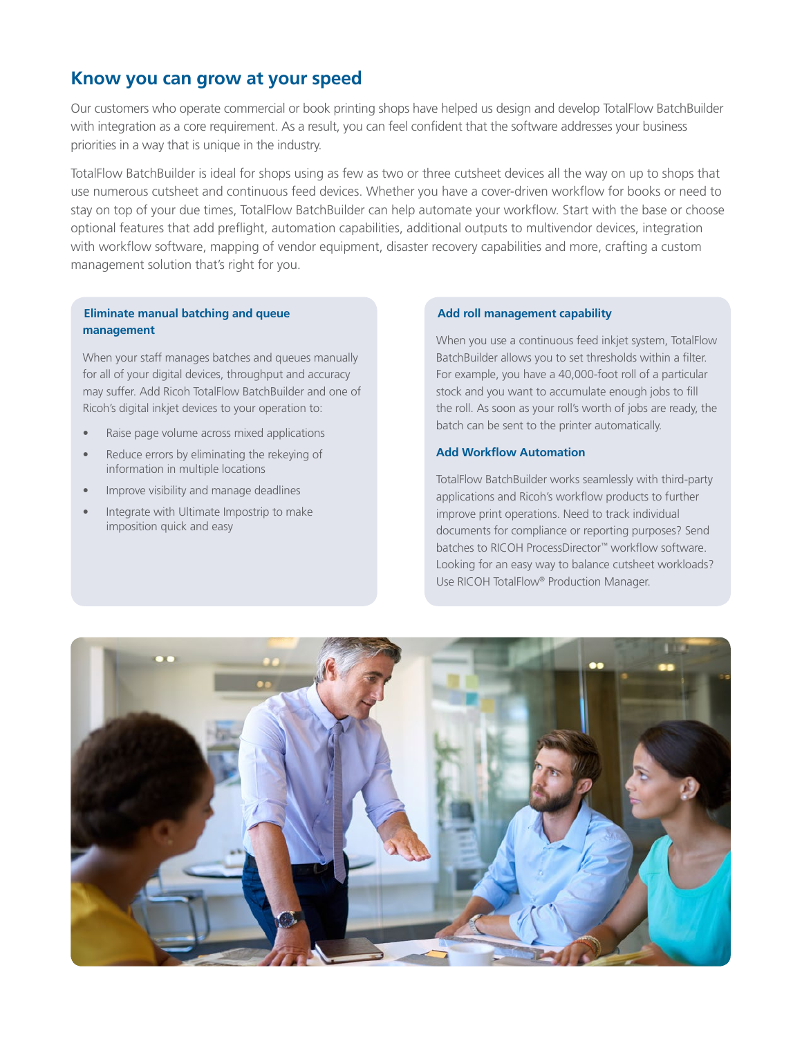## Know you can grow at your speed

Our customers who operate commercial or book printing shops have helped us design and develop TotalFlow BatchBuilder with integration as a core requirement. As a result, you can feel confident that the software addresses your business priorities in a way that is unique in the industry.

TotalFlow BatchBuilder is ideal for shops using as few as two or three cutsheet devices all the way on up to shops that use numerous cutsheet and continuous feed devices. Whether you have a cover-driven workflow for books or need to stay on top of your due times, TotalFlow BatchBuilder can help automate your workflow. Start with the base or choose optional features that add preflight, automation capabilities, additional outputs to multivendor devices, integration with workflow software, mapping of vendor equipment, disaster recovery capabilities and more, crafting a custom management solution that's right for you.

### Eliminate manual batching and queue management

When your staff manages batches and queues manually for all of your digital devices, throughput and accuracy may suffer. Add Ricoh TotalFlow BatchBuilder and one of Ricoh's digital inkjet devices to your operation to:

- Raise page volume across mixed applications
- Reduce errors by eliminating the rekeying of information in multiple locations
- Improve visibility and manage deadlines
- Integrate with Ultimate Impostrip to make imposition quick and easy

### Add roll management capability

When you use a continuous feed inkjet system, TotalFlow BatchBuilder allows you to set thresholds within a filter. For example, you have a 40,000-foot roll of a particular stock and you want to accumulate enough jobs to fill the roll. As soon as your roll's worth of jobs are ready, the batch can be sent to the printer automatically.

### Add Workflow Automation

TotalFlow BatchBuilder works seamlessly with third-party applications and Ricoh's workflow products to further improve print operations. Need to track individual documents for compliance or reporting purposes? Send batches to RICOH ProcessDirector™ workflow software. Looking for an easy way to balance cutsheet workloads? Use RICOH TotalFlow® Production Manager.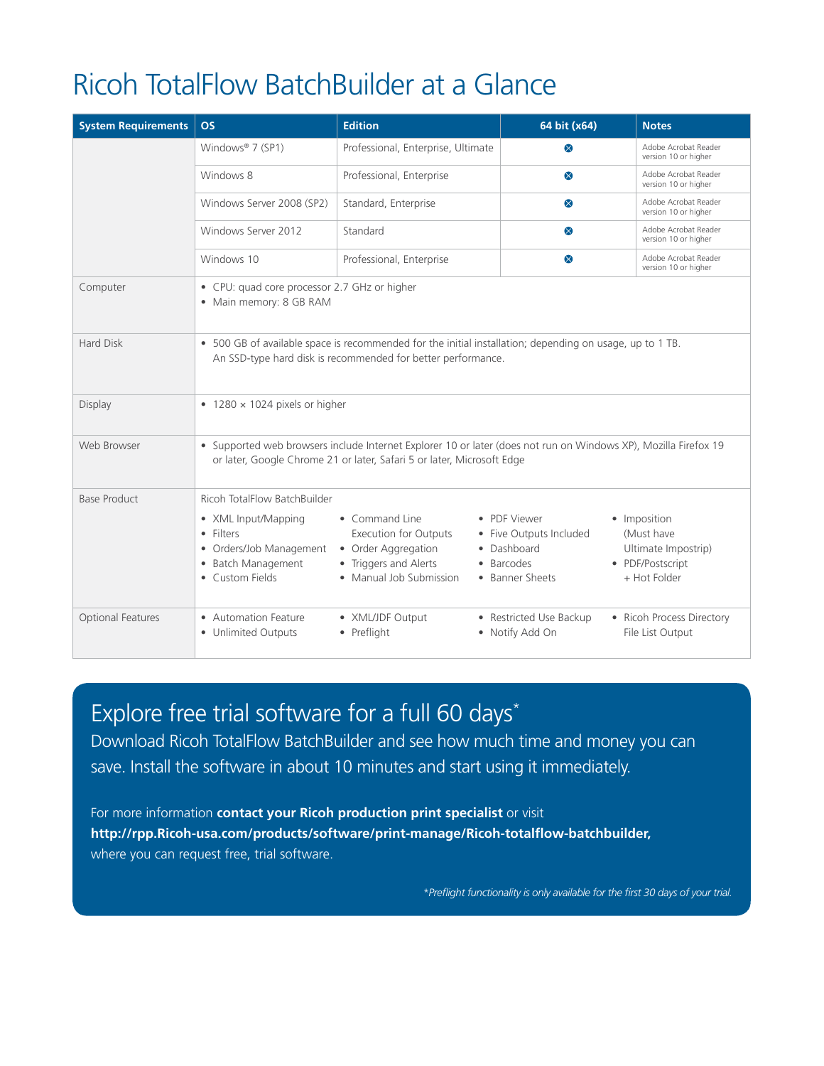# Ricoh TotalFlow BatchBuilder at a Glance

| System Requirements | OS | Edition | 64 bit (x64) | Notes |
|---|---|---|---|---|
| | Windows® 7 (SP1) | Professional, Enterprise, Ultimate | ⊗ | Adobe Acrobat Reader version 10 or higher |
| | Windows 8 | Professional, Enterprise | ⊗ | Adobe Acrobat Reader version 10 or higher |
| | Windows Server 2008 (SP2) | Standard, Enterprise | ⊗ | Adobe Acrobat Reader version 10 or higher |
| | Windows Server 2012 | Standard | ⊗ | Adobe Acrobat Reader version 10 or higher |
| | Windows 10 | Professional, Enterprise | ⊗ | Adobe Acrobat Reader version 10 or higher |
| Computer | • CPU: quad core processor 2.7 GHz or higher<br>• Main memory: 8 GB RAM | | | |
| Hard Disk | • 500 GB of available space is recommended for the initial installation; depending on usage, up to 1 TB. An SSD-type hard disk is recommended for better performance. | | | |
| Display | • 1280 × 1024 pixels or higher | | | |
| Web Browser | • Supported web browsers include Internet Explorer 10 or later (does not run on Windows XP), Mozilla Firefox 19 or later, Google Chrome 21 or later, Safari 5 or later, Microsoft Edge | | | |
| Base Product | Ricoh TotalFlow BatchBuilder<br>• XML Input/Mapping<br>• Filters<br>• Orders/Job Management<br>• Batch Management<br>• Custom Fields | • Command Line Execution for Outputs<br>• Order Aggregation<br>• Triggers and Alerts<br>• Manual Job Submission | • PDF Viewer<br>• Five Outputs Included<br>• Dashboard<br>• Barcodes<br>• Banner Sheets | • Imposition (Must have Ultimate Impostrip)<br>• PDF/Postscript + Hot Folder |
| Optional Features | • Automation Feature<br>• Unlimited Outputs | • XML/JDF Output<br>• Preflight | • Restricted Use Backup<br>• Notify Add On | • Ricoh Process Directory File List Output |

## Explore free trial software for a full 60 days*

Download Ricoh TotalFlow BatchBuilder and see how much time and money you can save. Install the software in about 10 minutes and start using it immediately.

For more information **contact your Ricoh production print specialist** or visit **http://rpp.Ricoh-usa.com/products/software/print-manage/Ricoh-totalflow-batchbuilder,** where you can request free, trial software.

*\*Preflight functionality is only available for the first 30 days of your trial.*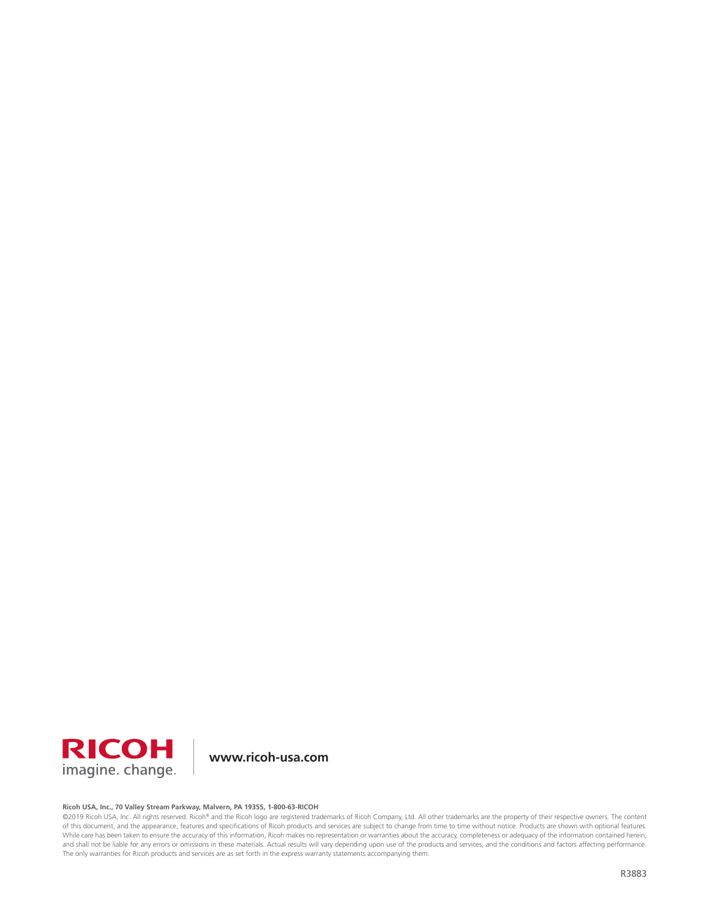RICOH
imagine. change.

**www.ricoh-usa.com**

**Ricoh USA, Inc., 70 Valley Stream Parkway, Malvern, PA 19355, 1-800-63-RICOH**

©2019 Ricoh USA, Inc. All rights reserved. Ricoh® and the Ricoh logo are registered trademarks of Ricoh Company, Ltd. All other trademarks are the property of their respective owners. The content of this document, and the appearance, features and specifications of Ricoh products and services are subject to change from time to time without notice. Products are shown with optional features. While care has been taken to ensure the accuracy of this information, Ricoh makes no representation or warranties about the accuracy, completeness or adequacy of the information contained herein, and shall not be liable for any errors or omissions in these materials. Actual results will vary depending upon use of the products and services, and the conditions and factors affecting performance. The only warranties for Ricoh products and services are as set forth in the express warranty statements accompanying them.

R3883